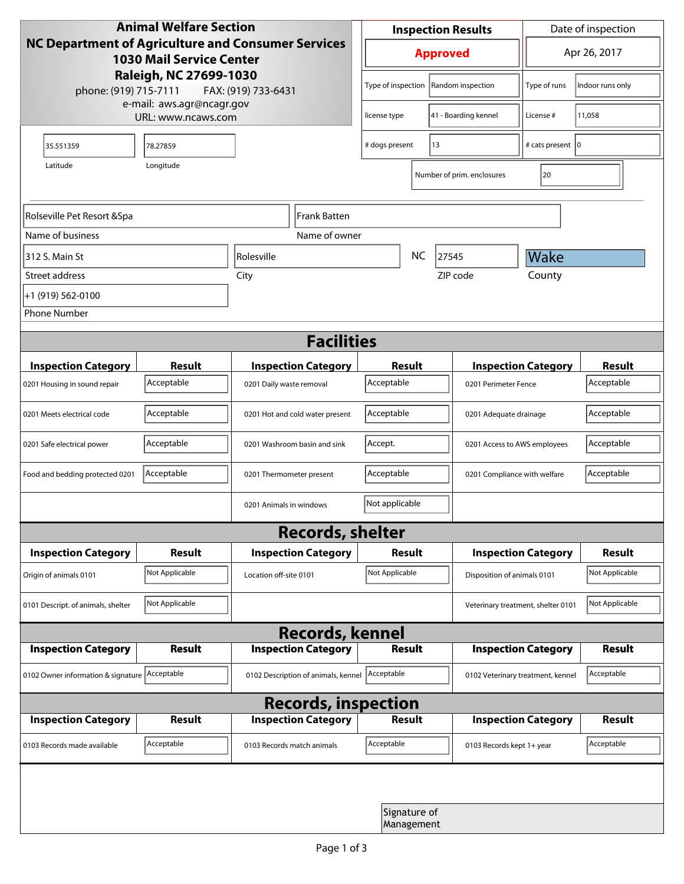**Animal Welfare Section**
**NC Department of Agriculture and Consumer Services**
**1030 Mail Service Center**
**Raleigh, NC 27699-1030**
phone: (919) 715-7111 FAX: (919) 733-6431
e-mail: aws.agr@ncagr.gov
URL: www.ncaws.com

| Inspection Results | Date of inspection |
|---|---|
| **Approved** | Apr 26, 2017 |

| | | | |
|---|---|---|---|
| Type of inspection | Random inspection | Type of runs | Indoor runs only |
| license type | 41 - Boarding kennel | License # | 11,058 |
| # dogs present | 13 | # cats present | 0 |
| Number of prim. enclosures | 20 | | |

| Latitude | Longitude |
|---|---|
| 35.551359 | 78.27859 |

| Field | Value |
|---|---|
| Name of business | Rolseville Pet Resort &Spa |
| Name of owner | Frank Batten |
| Street address | 312 S. Main St |
| City | Rolesville |
| State | NC |
| ZIP code | 27545 |
| County | Wake |
| Phone Number | +1 (919) 562-0100 |

## Facilities

| Inspection Category | Result | Inspection Category | Result | Inspection Category | Result |
|---|---|---|---|---|---|
| 0201 Housing in sound repair | Acceptable | 0201 Daily waste removal | Acceptable | 0201 Perimeter Fence | Acceptable |
| 0201 Meets electrical code | Acceptable | 0201 Hot and cold water present | Acceptable | 0201 Adequate drainage | Acceptable |
| 0201 Safe electrical power | Acceptable | 0201 Washroom basin and sink | Accept. | 0201 Access to AWS employees | Acceptable |
| Food and bedding protected 0201 | Acceptable | 0201 Thermometer present | Acceptable | 0201 Compliance with welfare | Acceptable |
| | | 0201 Animals in windows | Not applicable | | |

## Records, shelter

| Inspection Category | Result | Inspection Category | Result | Inspection Category | Result |
|---|---|---|---|---|---|
| Origin of animals 0101 | Not Applicable | Location off-site 0101 | Not Applicable | Disposition of animals 0101 | Not Applicable |
| 0101 Descript. of animals, shelter | Not Applicable | | | Veterinary treatment, shelter 0101 | Not Applicable |

## Records, kennel

| Inspection Category | Result | Inspection Category | Result | Inspection Category | Result |
|---|---|---|---|---|---|
| 0102 Owner information & signature | Acceptable | 0102 Description of animals, kennel | Acceptable | 0102 Veterinary treatment, kennel | Acceptable |

## Records, inspection

| Inspection Category | Result | Inspection Category | Result | Inspection Category | Result |
|---|---|---|---|---|---|
| 0103 Records made available | Acceptable | 0103 Records match animals | Acceptable | 0103 Records kept 1+ year | Acceptable |

Signature of Management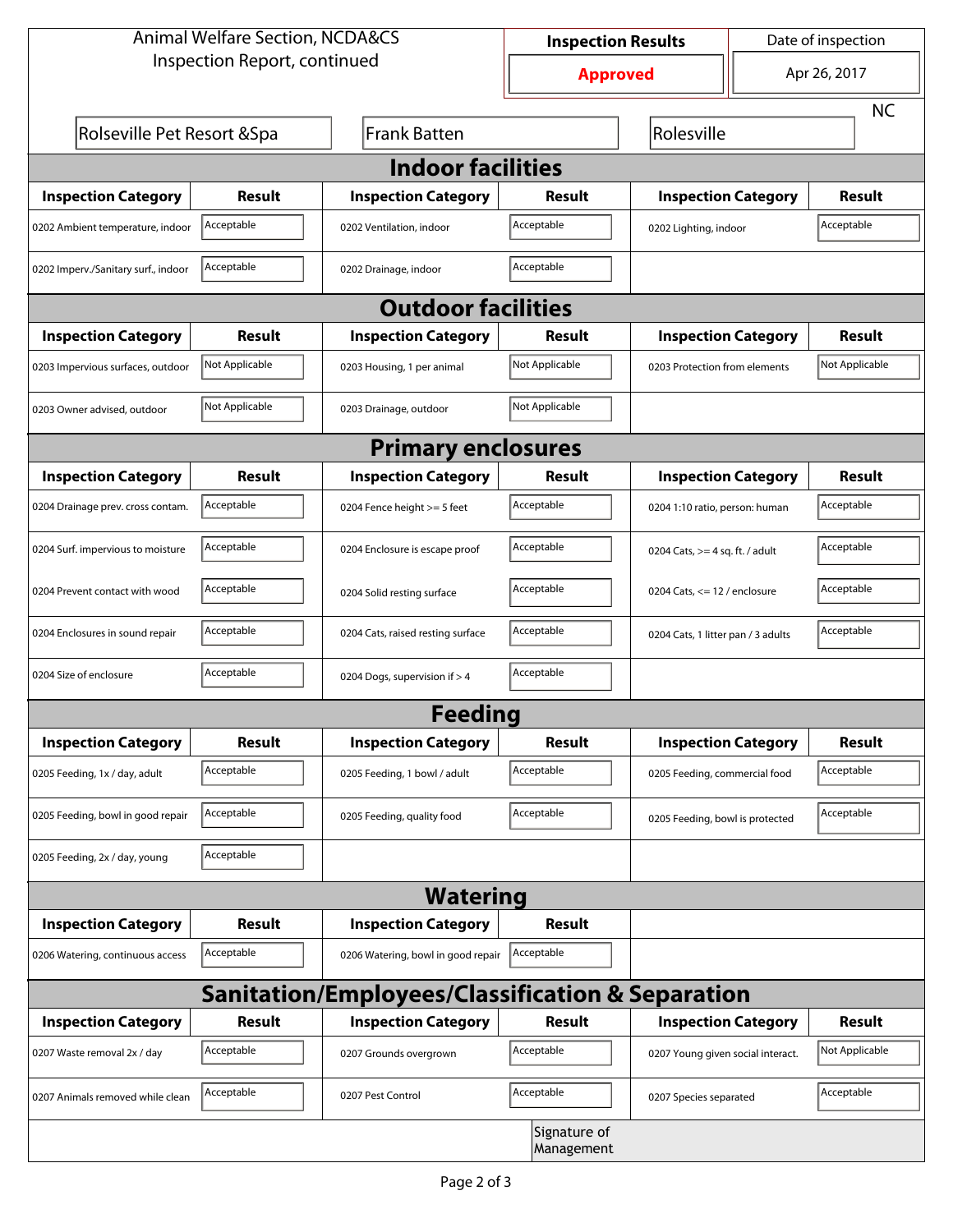Animal Welfare Section, NCDA&CS
Inspection Report, continued

| Inspection Results | Date of inspection |
|---|---|
| **Approved** | Apr 26, 2017 |

Rolseville Pet Resort &Spa | Frank Batten | Rolesville | NC

## Indoor facilities

| Inspection Category | Result | Inspection Category | Result | Inspection Category | Result |
|---|---|---|---|---|---|
| 0202 Ambient temperature, indoor | Acceptable | 0202 Ventilation, indoor | Acceptable | 0202 Lighting, indoor | Acceptable |
| 0202 Imperv./Sanitary surf., indoor | Acceptable | 0202 Drainage, indoor | Acceptable | | |

## Outdoor facilities

| Inspection Category | Result | Inspection Category | Result | Inspection Category | Result |
|---|---|---|---|---|---|
| 0203 Impervious surfaces, outdoor | Not Applicable | 0203 Housing, 1 per animal | Not Applicable | 0203 Protection from elements | Not Applicable |
| 0203 Owner advised, outdoor | Not Applicable | 0203 Drainage, outdoor | Not Applicable | | |

## Primary enclosures

| Inspection Category | Result | Inspection Category | Result | Inspection Category | Result |
|---|---|---|---|---|---|
| 0204 Drainage prev. cross contam. | Acceptable | 0204 Fence height >= 5 feet | Acceptable | 0204 1:10 ratio, person: human | Acceptable |
| 0204 Surf. impervious to moisture | Acceptable | 0204 Enclosure is escape proof | Acceptable | 0204 Cats, >= 4 sq. ft. / adult | Acceptable |
| 0204 Prevent contact with wood | Acceptable | 0204 Solid resting surface | Acceptable | 0204 Cats, <= 12 / enclosure | Acceptable |
| 0204 Enclosures in sound repair | Acceptable | 0204 Cats, raised resting surface | Acceptable | 0204 Cats, 1 litter pan / 3 adults | Acceptable |
| 0204 Size of enclosure | Acceptable | 0204 Dogs, supervision if > 4 | Acceptable | | |

## Feeding

| Inspection Category | Result | Inspection Category | Result | Inspection Category | Result |
|---|---|---|---|---|---|
| 0205 Feeding, 1x / day, adult | Acceptable | 0205 Feeding, 1 bowl / adult | Acceptable | 0205 Feeding, commercial food | Acceptable |
| 0205 Feeding, bowl in good repair | Acceptable | 0205 Feeding, quality food | Acceptable | 0205 Feeding, bowl is protected | Acceptable |
| 0205 Feeding, 2x / day, young | Acceptable | | | | |

## Watering

| Inspection Category | Result | Inspection Category | Result |
|---|---|---|---|
| 0206 Watering, continuous access | Acceptable | 0206 Watering, bowl in good repair | Acceptable |

## Sanitation/Employees/Classification & Separation

| Inspection Category | Result | Inspection Category | Result | Inspection Category | Result |
|---|---|---|---|---|---|
| 0207 Waste removal 2x / day | Acceptable | 0207 Grounds overgrown | Acceptable | 0207 Young given social interact. | Not Applicable |
| 0207 Animals removed while clean | Acceptable | 0207 Pest Control | Acceptable | 0207 Species separated | Acceptable |

Signature of Management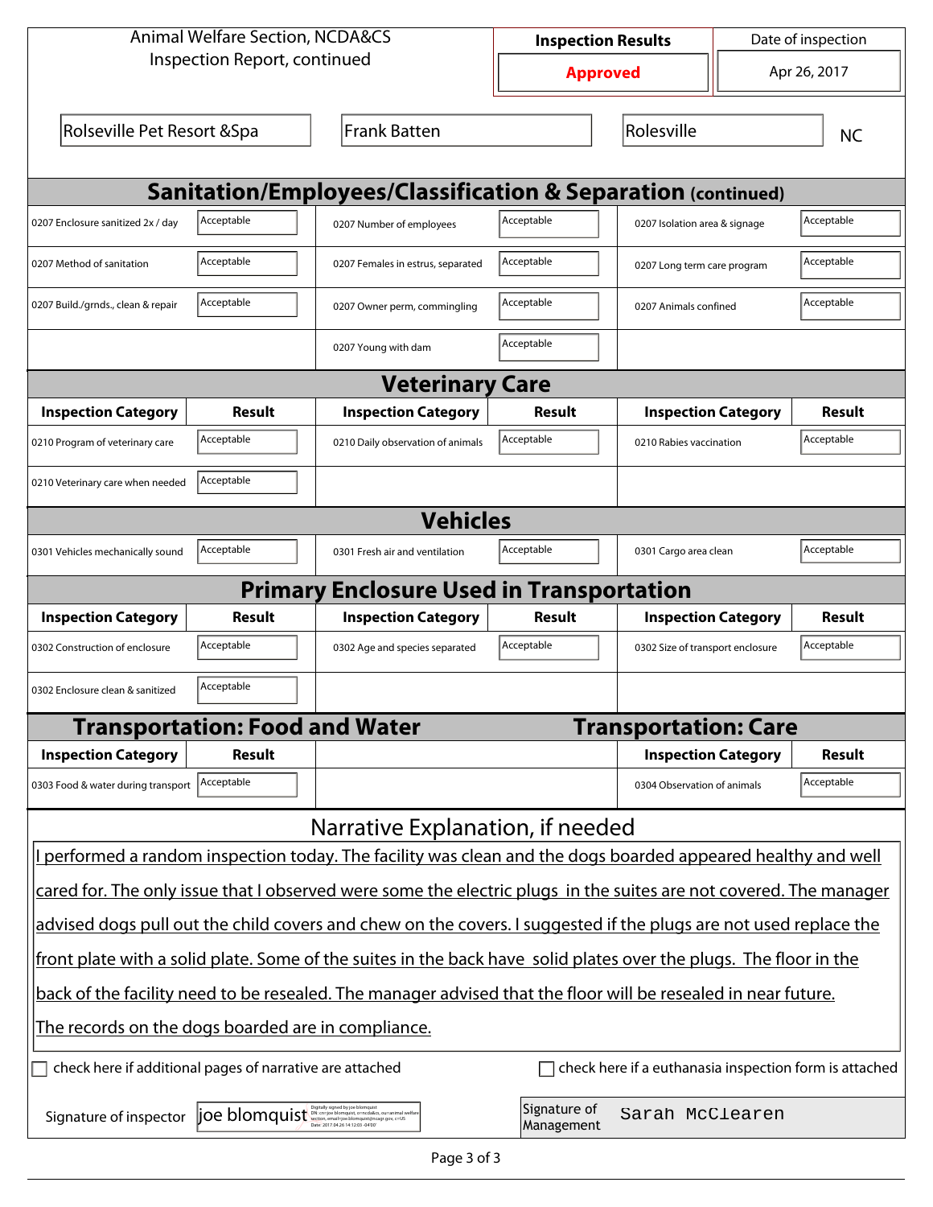Animal Welfare Section, NCDA&CS
Inspection Report, continued

| Inspection Results | Date of inspection |
|---|---|
| **Approved** | Apr 26, 2017 |

Rolseville Pet Resort &Spa | Frank Batten | Rolesville | NC

## Sanitation/Employees/Classification & Separation (continued)

| | | | | | |
|---|---|---|---|---|---|
| 0207 Enclosure sanitized 2x / day | Acceptable | 0207 Number of employees | Acceptable | 0207 Isolation area & signage | Acceptable |
| 0207 Method of sanitation | Acceptable | 0207 Females in estrus, separated | Acceptable | 0207 Long term care program | Acceptable |
| 0207 Build./grnds., clean & repair | Acceptable | 0207 Owner perm, commingling | Acceptable | 0207 Animals confined | Acceptable |
| | | 0207 Young with dam | Acceptable | | |

## Veterinary Care

| Inspection Category | Result | Inspection Category | Result | Inspection Category | Result |
|---|---|---|---|---|---|
| 0210 Program of veterinary care | Acceptable | 0210 Daily observation of animals | Acceptable | 0210 Rabies vaccination | Acceptable |
| 0210 Veterinary care when needed | Acceptable | | | | |

## Vehicles

| | | | | | |
|---|---|---|---|---|---|
| 0301 Vehicles mechanically sound | Acceptable | 0301 Fresh air and ventilation | Acceptable | 0301 Cargo area clean | Acceptable |

## Primary Enclosure Used in Transportation

| Inspection Category | Result | Inspection Category | Result | Inspection Category | Result |
|---|---|---|---|---|---|
| 0302 Construction of enclosure | Acceptable | 0302 Age and species separated | Acceptable | 0302 Size of transport enclosure | Acceptable |
| 0302 Enclosure clean & sanitized | Acceptable | | | | |

## Transportation: Food and Water / Transportation: Care

| Inspection Category | Result | | Inspection Category | Result |
|---|---|---|---|---|
| 0303 Food & water during transport | Acceptable | | 0304 Observation of animals | Acceptable |

## Narrative Explanation, if needed

I performed a random inspection today. The facility was clean and the dogs boarded appeared healthy and well cared for. The only issue that I observed were some the electric plugs in the suites are not covered. The manager advised dogs pull out the child covers and chew on the covers. I suggested if the plugs are not used replace the front plate with a solid plate. Some of the suites in the back have solid plates over the plugs. The floor in the back of the facility need to be resealed. The manager advised that the floor will be resealed in near future. The records on the dogs boarded are in compliance.

☐ check here if additional pages of narrative are attached

☐ check here if a euthanasia inspection form is attached

Signature of inspector: joe blomquist (Digitally signed by joe blomquist, DN: cn=joe blomquist, o=ncda&cs, ou=animal welfare section, email=joe.blomquist@ncagr.gov, c=US, Date: 2017.04.26 14:12:03 -04'00')

Signature of Management: Sarah McClearen